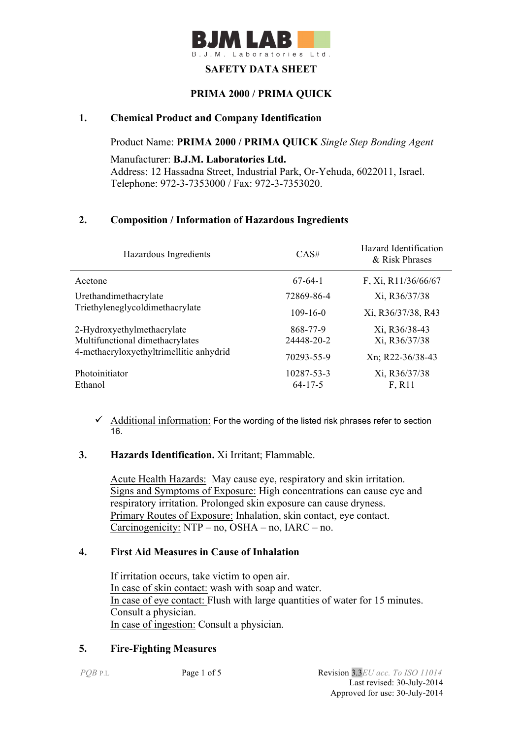# BJM LAB

B.J.M. Laboratories Ltd.

## SAFETY DATA SHEET

## PRIMA 2000 / PRIMA QUICK

### 1. Chemical Product and Company Identification

Product Name: **PRIMA 2000 / PRIMA QUICK** *Single Step Bonding Agent*

Manufacturer: **B.J.M. Laboratories Ltd.**
Address: 12 Hassadna Street, Industrial Park, Or-Yehuda, 6022011, Israel.
Telephone: 972-3-7353000 / Fax: 972-3-7353020.

### 2. Composition / Information of Hazardous Ingredients

| Hazardous Ingredients | CAS# | Hazard Identification & Risk Phrases |
|---|---|---|
| Acetone | 67-64-1 | F, Xi, R11/36/66/67 |
| Urethandimethacrylate | 72869-86-4 | Xi, R36/37/38 |
| Triethyleneglycoldimethacrylate | 109-16-0 | Xi, R36/37/38, R43 |
| 2-Hydroxyethylmethacrylate | 868-77-9 | Xi, R36/38-43 |
| Multifunctional dimethacrylates | 24448-20-2 | Xi, R36/37/38 |
| 4-methacryloxyethyltrimellitic anhydrid | 70293-55-9 | Xn; R22-36/38-43 |
| Photoinitiator | 10287-53-3 | Xi, R36/37/38 |
| Ethanol | 64-17-5 | F, R11 |

- ✓ Additional information: For the wording of the listed risk phrases refer to section 16.

### 3. Hazards Identification. Xi Irritant; Flammable.

Acute Health Hazards: May cause eye, respiratory and skin irritation.
Signs and Symptoms of Exposure: High concentrations can cause eye and respiratory irritation. Prolonged skin exposure can cause dryness.
Primary Routes of Exposure: Inhalation, skin contact, eye contact.
Carcinogenicity: NTP – no, OSHA – no, IARC – no.

### 4. First Aid Measures in Cause of Inhalation

If irritation occurs, take victim to open air.
In case of skin contact: wash with soap and water.
In case of eye contact: Flush with large quantities of water for 15 minutes. Consult a physician.
In case of ingestion: Consult a physician.

### 5. Fire-Fighting Measures

*PQB* P.L

Revision 3.3 *EU acc. To ISO 11014*
Last revised: 30-July-2014
Approved for use: 30-July-2014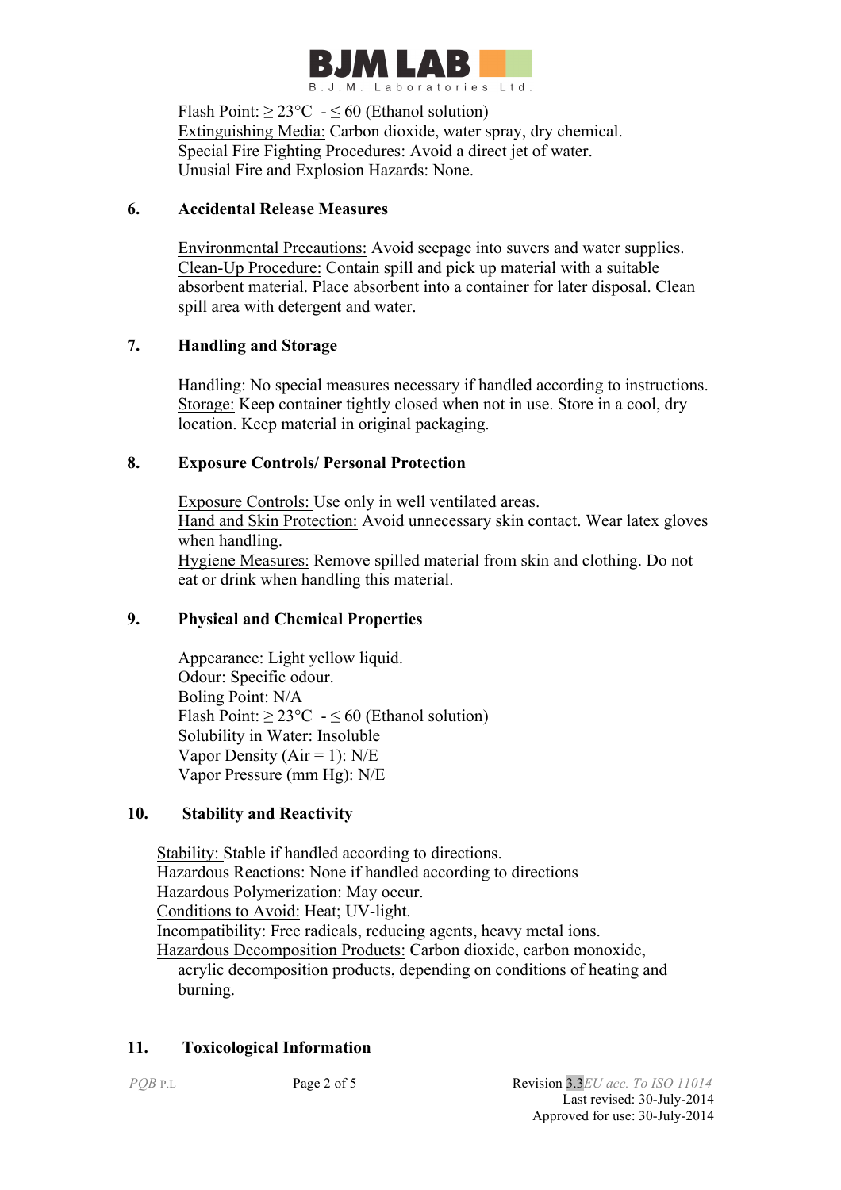Flash Point: ≥ 23°C - ≤ 60 (Ethanol solution)
Extinguishing Media: Carbon dioxide, water spray, dry chemical.
Special Fire Fighting Procedures: Avoid a direct jet of water.
Unusial Fire and Explosion Hazards: None.

## 6. Accidental Release Measures

Environmental Precautions: Avoid seepage into suvers and water supplies.
Clean-Up Procedure: Contain spill and pick up material with a suitable absorbent material. Place absorbent into a container for later disposal. Clean spill area with detergent and water.

## 7. Handling and Storage

Handling: No special measures necessary if handled according to instructions.
Storage: Keep container tightly closed when not in use. Store in a cool, dry location. Keep material in original packaging.

## 8. Exposure Controls/ Personal Protection

Exposure Controls: Use only in well ventilated areas.
Hand and Skin Protection: Avoid unnecessary skin contact. Wear latex gloves when handling.
Hygiene Measures: Remove spilled material from skin and clothing. Do not eat or drink when handling this material.

## 9. Physical and Chemical Properties

Appearance: Light yellow liquid.
Odour: Specific odour.
Boling Point: N/A
Flash Point: ≥ 23°C - ≤ 60 (Ethanol solution)
Solubility in Water: Insoluble
Vapor Density (Air = 1): N/E
Vapor Pressure (mm Hg): N/E

## 10. Stability and Reactivity

Stability: Stable if handled according to directions.
Hazardous Reactions: None if handled according to directions
Hazardous Polymerization: May occur.
Conditions to Avoid: Heat; UV-light.
Incompatibility: Free radicals, reducing agents, heavy metal ions.
Hazardous Decomposition Products: Carbon dioxide, carbon monoxide, acrylic decomposition products, depending on conditions of heating and burning.

## 11. Toxicological Information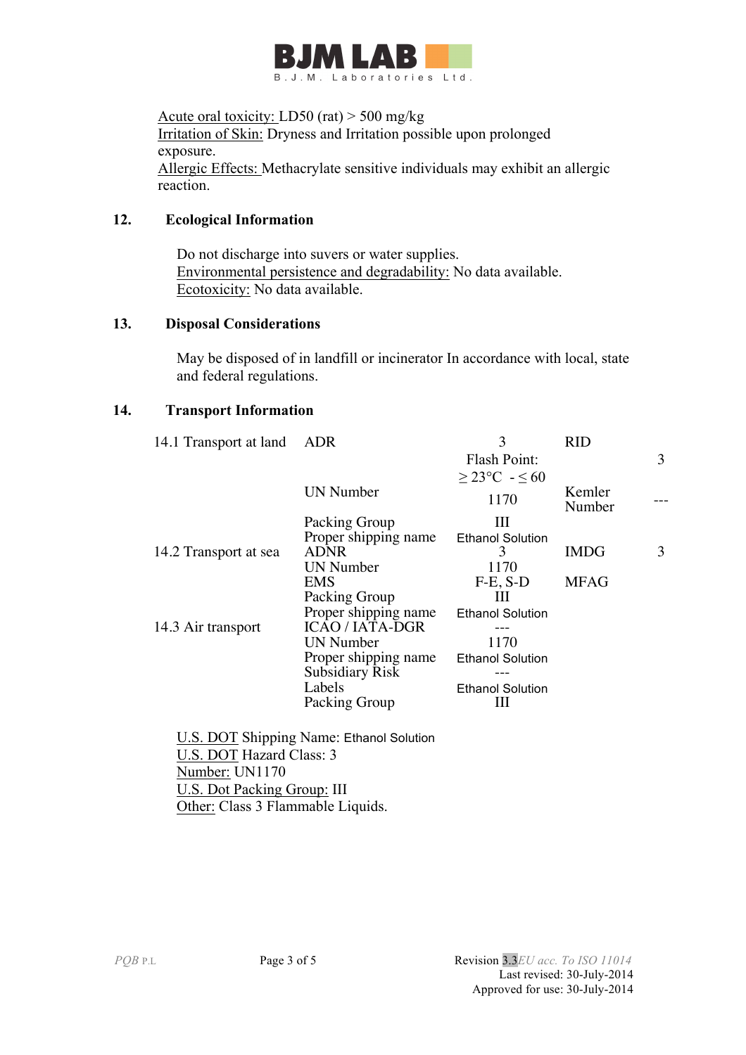Acute oral toxicity: LD50 (rat) > 500 mg/kg
Irritation of Skin: Dryness and Irritation possible upon prolonged exposure.
Allergic Effects: Methacrylate sensitive individuals may exhibit an allergic reaction.

## 12. Ecological Information

Do not discharge into suvers or water supplies.
Environmental persistence and degradability: No data available.
Ecotoxicity: No data available.

## 13. Disposal Considerations

May be disposed of in landfill or incinerator In accordance with local, state and federal regulations.

## 14. Transport Information

| | | | | |
|---|---|---|---|---|
| 14.1 Transport at land | ADR | 3 Flash Point: ≥ 23°C - ≤ 60 | RID | 3 |
| | UN Number | 1170 | Kemler Number | --- |
| | Packing Group | III | | |
| | Proper shipping name | Ethanol Solution | | |
| 14.2 Transport at sea | ADNR | 3 | IMDG | 3 |
| | UN Number | 1170 | | |
| | EMS | F-E, S-D | MFAG | |
| | Packing Group | III | | |
| | Proper shipping name | Ethanol Solution | | |
| 14.3 Air transport | ICAO / IATA-DGR | --- | | |
| | UN Number | 1170 | | |
| | Proper shipping name | Ethanol Solution | | |
| | Subsidiary Risk | --- | | |
| | Labels | Ethanol Solution | | |
| | Packing Group | III | | |

U.S. DOT Shipping Name: Ethanol Solution
U.S. DOT Hazard Class: 3
Number: UN1170
U.S. Dot Packing Group: III
Other: Class 3 Flammable Liquids.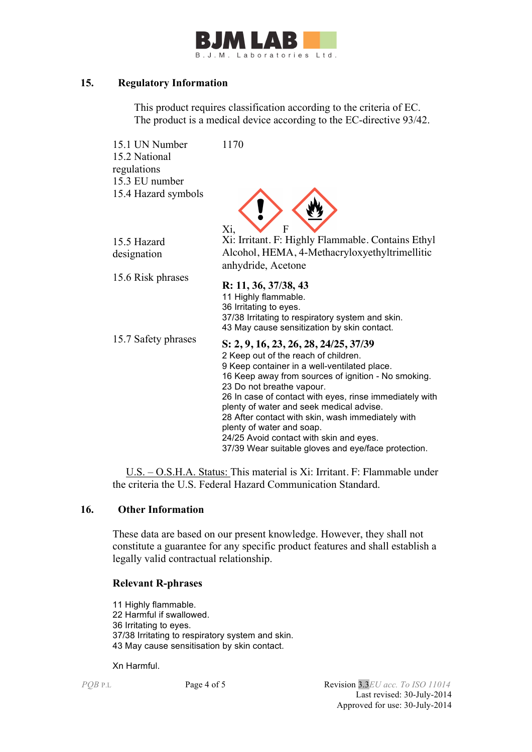## 15. Regulatory Information

This product requires classification according to the criteria of EC.
The product is a medical device according to the EC-directive 93/42.

| | |
|---|---|
| 15.1 UN Number | 1170 |
| 15.2 National regulations | |
| 15.3 EU number | |
| 15.4 Hazard symbols | Xi, F |
| 15.5 Hazard designation | Xi: Irritant. F: Highly Flammable. Contains Ethyl Alcohol, HEMA, 4-Methacryloxyethyltrimellitic anhydride, Acetone |
| 15.6 Risk phrases | **R: 11, 36, 37/38, 43**<br>11 Highly flammable.<br>36 Irritating to eyes.<br>37/38 Irritating to respiratory system and skin.<br>43 May cause sensitization by skin contact. |
| 15.7 Safety phrases | **S: 2, 9, 16, 23, 26, 28, 24/25, 37/39**<br>2 Keep out of the reach of children.<br>9 Keep container in a well-ventilated place.<br>16 Keep away from sources of ignition - No smoking.<br>23 Do not breathe vapour.<br>26 In case of contact with eyes, rinse immediately with plenty of water and seek medical advise.<br>28 After contact with skin, wash immediately with plenty of water and soap.<br>24/25 Avoid contact with skin and eyes.<br>37/39 Wear suitable gloves and eye/face protection. |

U.S. – O.S.H.A. Status: This material is Xi: Irritant. F: Flammable under the criteria the U.S. Federal Hazard Communication Standard.

## 16. Other Information

These data are based on our present knowledge. However, they shall not constitute a guarantee for any specific product features and shall establish a legally valid contractual relationship.

### Relevant R-phrases

11 Highly flammable.
22 Harmful if swallowed.
36 Irritating to eyes.
37/38 Irritating to respiratory system and skin.
43 May cause sensitisation by skin contact.

Xn Harmful.

*PQB* P.L

Revision 3.3 *EU acc. To ISO 11014*
Last revised: 30-July-2014
Approved for use: 30-July-2014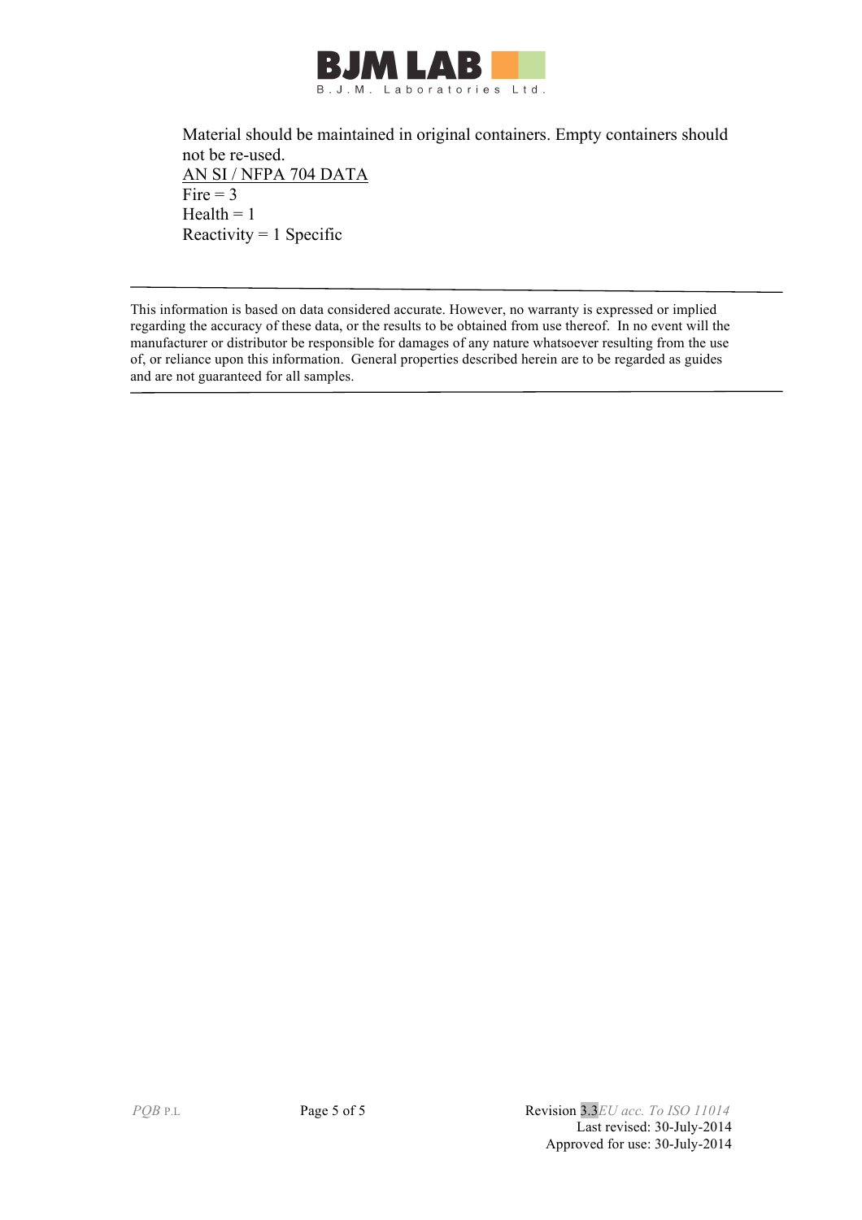Material should be maintained in original containers. Empty containers should not be re-used.

AN SI / NFPA 704 DATA

Fire = 3
Health = 1
Reactivity = 1 Specific

---

This information is based on data considered accurate. However, no warranty is expressed or implied regarding the accuracy of these data, or the results to be obtained from use thereof. In no event will the manufacturer or distributor be responsible for damages of any nature whatsoever resulting from the use of, or reliance upon this information. General properties described herein are to be regarded as guides and are not guaranteed for all samples.

---